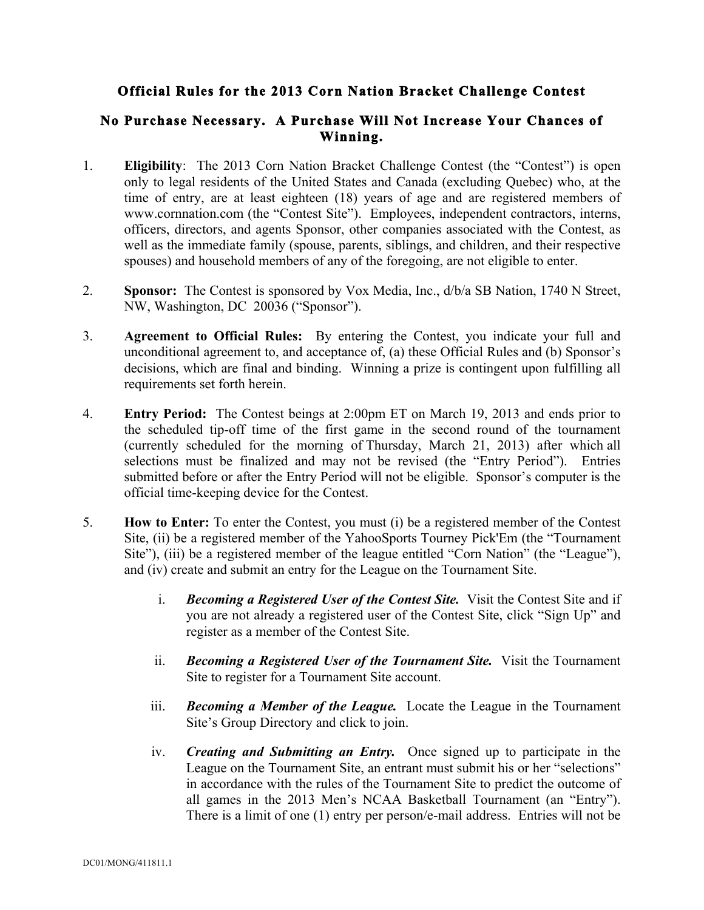## Official Rules for the 2013 Corn Nation Bracket Challenge Contest

## No Purchase Necessary. A Purchase Will Not Increase Your Chances of Winning.

1. **Eligibility**: The 2013 Corn Nation Bracket Challenge Contest (the "Contest") is open only to legal residents of the United States and Canada (excluding Quebec) who, at the time of entry, are at least eighteen (18) years of age and are registered members of www.cornnation.com (the "Contest Site"). Employees, independent contractors, interns, officers, directors, and agents Sponsor, other companies associated with the Contest, as well as the immediate family (spouse, parents, siblings, and children, and their respective spouses) and household members of any of the foregoing, are not eligible to enter.

2. **Sponsor:** The Contest is sponsored by Vox Media, Inc., d/b/a SB Nation, 1740 N Street, NW, Washington, DC 20036 ("Sponsor").

3. **Agreement to Official Rules:** By entering the Contest, you indicate your full and unconditional agreement to, and acceptance of, (a) these Official Rules and (b) Sponsor's decisions, which are final and binding. Winning a prize is contingent upon fulfilling all requirements set forth herein.

4. **Entry Period:** The Contest beings at 2:00pm ET on March 19, 2013 and ends prior to the scheduled tip-off time of the first game in the second round of the tournament (currently scheduled for the morning of Thursday, March 21, 2013) after which all selections must be finalized and may not be revised (the "Entry Period"). Entries submitted before or after the Entry Period will not be eligible. Sponsor's computer is the official time-keeping device for the Contest.

5. **How to Enter:** To enter the Contest, you must (i) be a registered member of the Contest Site, (ii) be a registered member of the YahooSports Tourney Pick'Em (the "Tournament Site"), (iii) be a registered member of the league entitled "Corn Nation" (the "League"), and (iv) create and submit an entry for the League on the Tournament Site.

   i. ***Becoming a Registered User of the Contest Site.*** Visit the Contest Site and if you are not already a registered user of the Contest Site, click "Sign Up" and register as a member of the Contest Site.

   ii. ***Becoming a Registered User of the Tournament Site.*** Visit the Tournament Site to register for a Tournament Site account.

   iii. ***Becoming a Member of the League.*** Locate the League in the Tournament Site's Group Directory and click to join.

   iv. ***Creating and Submitting an Entry.*** Once signed up to participate in the League on the Tournament Site, an entrant must submit his or her "selections" in accordance with the rules of the Tournament Site to predict the outcome of all games in the 2013 Men's NCAA Basketball Tournament (an "Entry"). There is a limit of one (1) entry per person/e-mail address. Entries will not be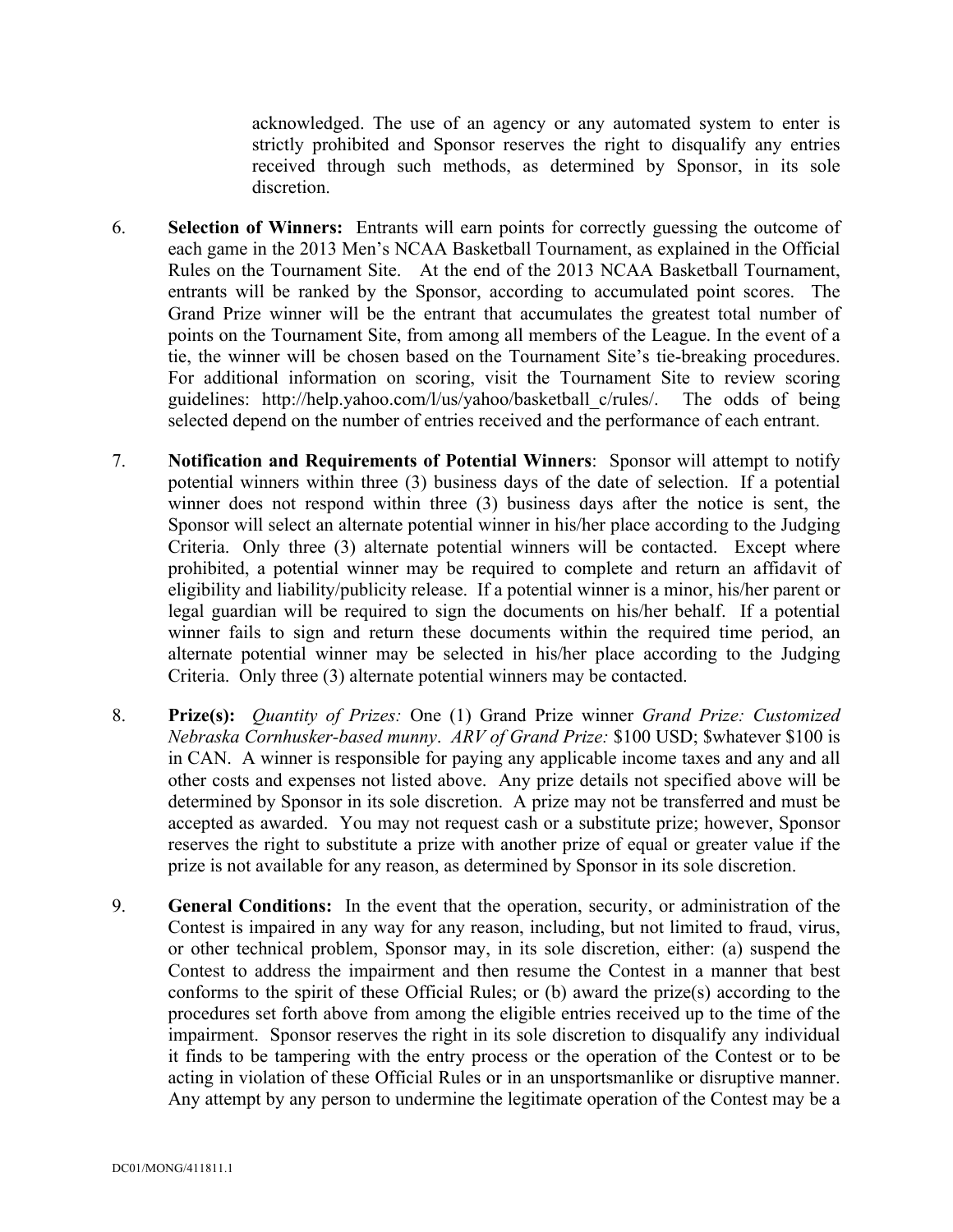acknowledged. The use of an agency or any automated system to enter is strictly prohibited and Sponsor reserves the right to disqualify any entries received through such methods, as determined by Sponsor, in its sole discretion.

6. **Selection of Winners:** Entrants will earn points for correctly guessing the outcome of each game in the 2013 Men's NCAA Basketball Tournament, as explained in the Official Rules on the Tournament Site. At the end of the 2013 NCAA Basketball Tournament, entrants will be ranked by the Sponsor, according to accumulated point scores. The Grand Prize winner will be the entrant that accumulates the greatest total number of points on the Tournament Site, from among all members of the League. In the event of a tie, the winner will be chosen based on the Tournament Site's tie-breaking procedures. For additional information on scoring, visit the Tournament Site to review scoring guidelines: http://help.yahoo.com/l/us/yahoo/basketball_c/rules/. The odds of being selected depend on the number of entries received and the performance of each entrant.

7. **Notification and Requirements of Potential Winners**: Sponsor will attempt to notify potential winners within three (3) business days of the date of selection. If a potential winner does not respond within three (3) business days after the notice is sent, the Sponsor will select an alternate potential winner in his/her place according to the Judging Criteria. Only three (3) alternate potential winners will be contacted. Except where prohibited, a potential winner may be required to complete and return an affidavit of eligibility and liability/publicity release. If a potential winner is a minor, his/her parent or legal guardian will be required to sign the documents on his/her behalf. If a potential winner fails to sign and return these documents within the required time period, an alternate potential winner may be selected in his/her place according to the Judging Criteria. Only three (3) alternate potential winners may be contacted.

8. **Prize(s):** *Quantity of Prizes:* One (1) Grand Prize winner *Grand Prize: Customized Nebraska Cornhusker-based munny*. *ARV of Grand Prize:* $100 USD; $whatever $100 is in CAN. A winner is responsible for paying any applicable income taxes and any and all other costs and expenses not listed above. Any prize details not specified above will be determined by Sponsor in its sole discretion. A prize may not be transferred and must be accepted as awarded. You may not request cash or a substitute prize; however, Sponsor reserves the right to substitute a prize with another prize of equal or greater value if the prize is not available for any reason, as determined by Sponsor in its sole discretion.

9. **General Conditions:** In the event that the operation, security, or administration of the Contest is impaired in any way for any reason, including, but not limited to fraud, virus, or other technical problem, Sponsor may, in its sole discretion, either: (a) suspend the Contest to address the impairment and then resume the Contest in a manner that best conforms to the spirit of these Official Rules; or (b) award the prize(s) according to the procedures set forth above from among the eligible entries received up to the time of the impairment. Sponsor reserves the right in its sole discretion to disqualify any individual it finds to be tampering with the entry process or the operation of the Contest or to be acting in violation of these Official Rules or in an unsportsmanlike or disruptive manner. Any attempt by any person to undermine the legitimate operation of the Contest may be a

DC01/MONG/411811.1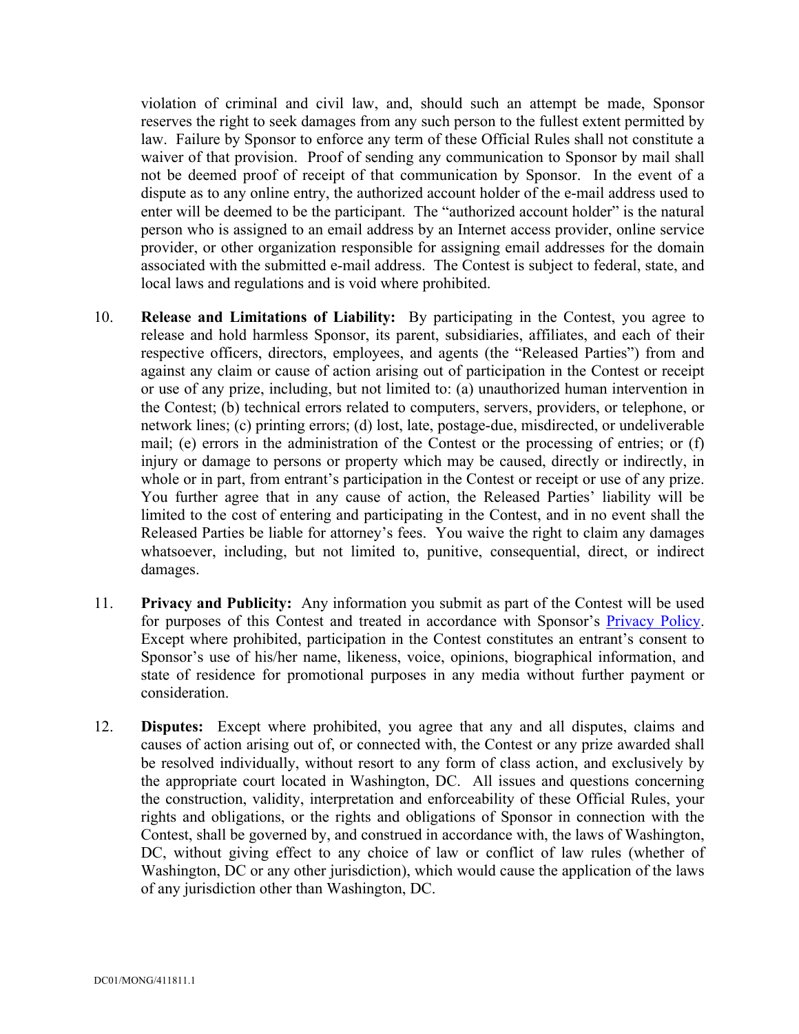violation of criminal and civil law, and, should such an attempt be made, Sponsor reserves the right to seek damages from any such person to the fullest extent permitted by law. Failure by Sponsor to enforce any term of these Official Rules shall not constitute a waiver of that provision. Proof of sending any communication to Sponsor by mail shall not be deemed proof of receipt of that communication by Sponsor. In the event of a dispute as to any online entry, the authorized account holder of the e-mail address used to enter will be deemed to be the participant. The "authorized account holder" is the natural person who is assigned to an email address by an Internet access provider, online service provider, or other organization responsible for assigning email addresses for the domain associated with the submitted e-mail address. The Contest is subject to federal, state, and local laws and regulations and is void where prohibited.

10. **Release and Limitations of Liability:** By participating in the Contest, you agree to release and hold harmless Sponsor, its parent, subsidiaries, affiliates, and each of their respective officers, directors, employees, and agents (the "Released Parties") from and against any claim or cause of action arising out of participation in the Contest or receipt or use of any prize, including, but not limited to: (a) unauthorized human intervention in the Contest; (b) technical errors related to computers, servers, providers, or telephone, or network lines; (c) printing errors; (d) lost, late, postage-due, misdirected, or undeliverable mail; (e) errors in the administration of the Contest or the processing of entries; or (f) injury or damage to persons or property which may be caused, directly or indirectly, in whole or in part, from entrant's participation in the Contest or receipt or use of any prize. You further agree that in any cause of action, the Released Parties' liability will be limited to the cost of entering and participating in the Contest, and in no event shall the Released Parties be liable for attorney's fees. You waive the right to claim any damages whatsoever, including, but not limited to, punitive, consequential, direct, or indirect damages.

11. **Privacy and Publicity:** Any information you submit as part of the Contest will be used for purposes of this Contest and treated in accordance with Sponsor's Privacy Policy. Except where prohibited, participation in the Contest constitutes an entrant's consent to Sponsor's use of his/her name, likeness, voice, opinions, biographical information, and state of residence for promotional purposes in any media without further payment or consideration.

12. **Disputes:** Except where prohibited, you agree that any and all disputes, claims and causes of action arising out of, or connected with, the Contest or any prize awarded shall be resolved individually, without resort to any form of class action, and exclusively by the appropriate court located in Washington, DC. All issues and questions concerning the construction, validity, interpretation and enforceability of these Official Rules, your rights and obligations, or the rights and obligations of Sponsor in connection with the Contest, shall be governed by, and construed in accordance with, the laws of Washington, DC, without giving effect to any choice of law or conflict of law rules (whether of Washington, DC or any other jurisdiction), which would cause the application of the laws of any jurisdiction other than Washington, DC.

DC01/MONG/411811.1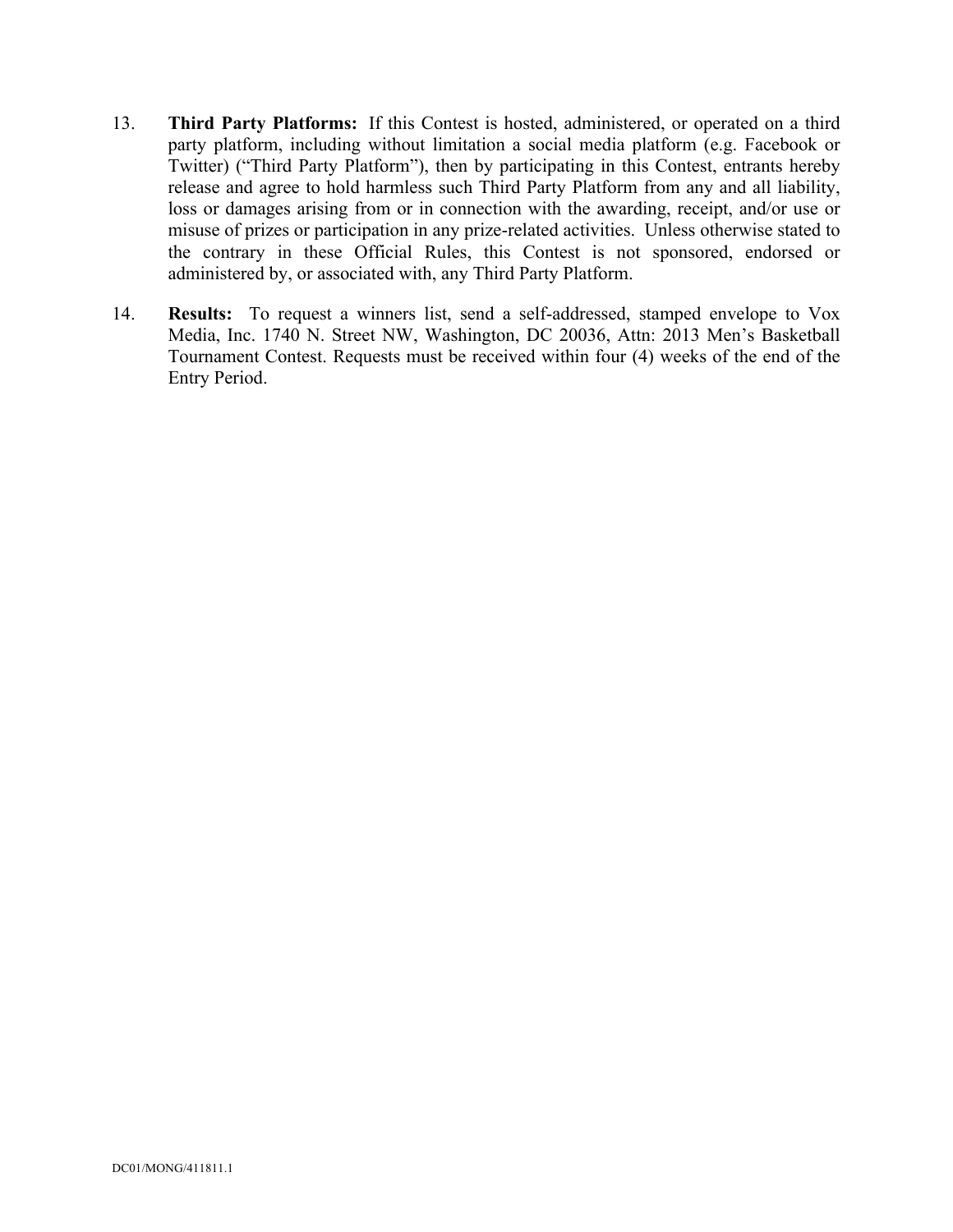13. **Third Party Platforms:** If this Contest is hosted, administered, or operated on a third party platform, including without limitation a social media platform (e.g. Facebook or Twitter) ("Third Party Platform"), then by participating in this Contest, entrants hereby release and agree to hold harmless such Third Party Platform from any and all liability, loss or damages arising from or in connection with the awarding, receipt, and/or use or misuse of prizes or participation in any prize-related activities. Unless otherwise stated to the contrary in these Official Rules, this Contest is not sponsored, endorsed or administered by, or associated with, any Third Party Platform.

14. **Results:** To request a winners list, send a self-addressed, stamped envelope to Vox Media, Inc. 1740 N. Street NW, Washington, DC 20036, Attn: 2013 Men's Basketball Tournament Contest. Requests must be received within four (4) weeks of the end of the Entry Period.

DC01/MONG/411811.1